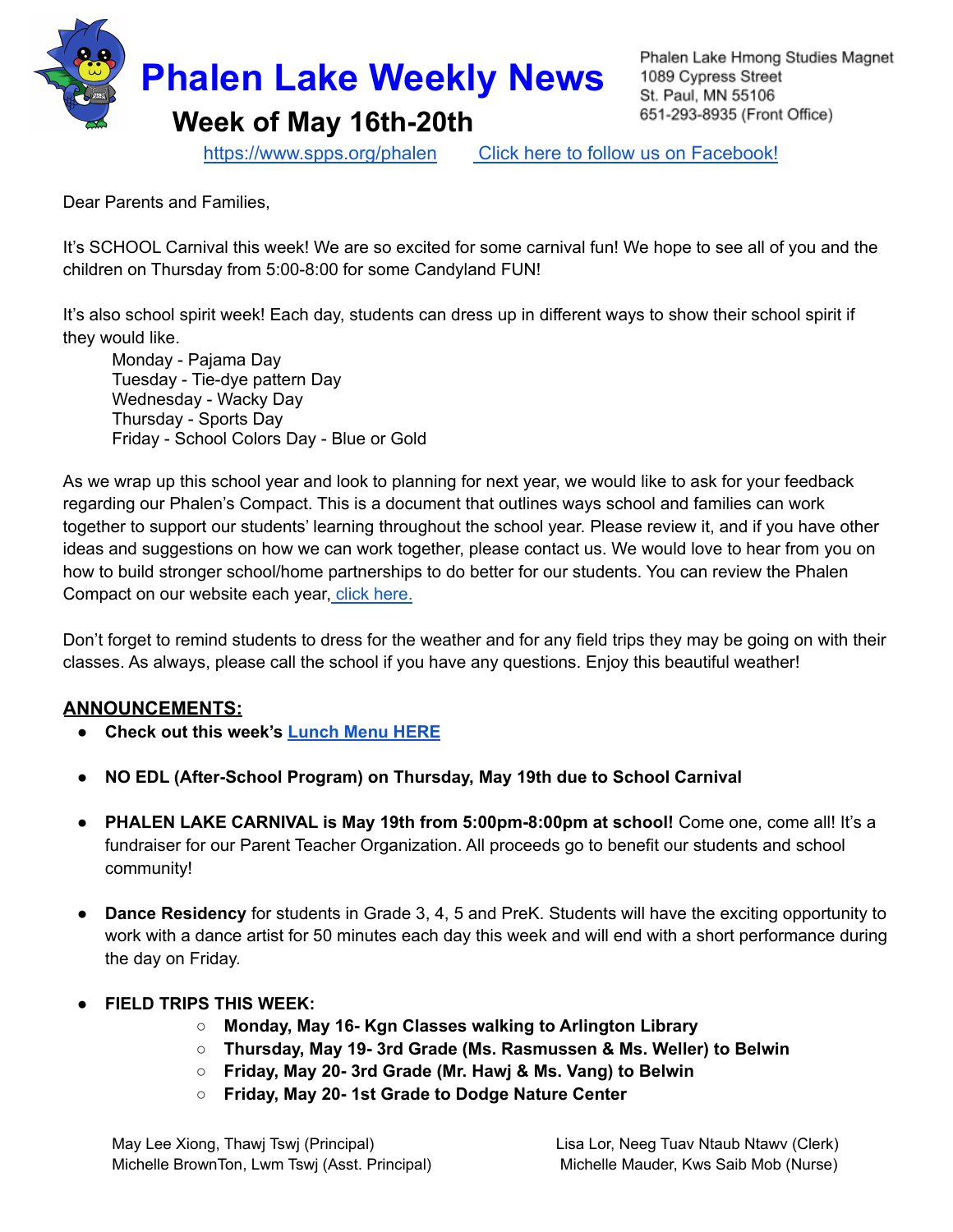# Phalen Lake Weekly News

## Week of May 16th-20th

Phalen Lake Hmong Studies Magnet
1089 Cypress Street
St. Paul, MN 55106
651-293-8935 (Front Office)

https://www.spps.org/phalen  Click here to follow us on Facebook!

Dear Parents and Families,

It's SCHOOL Carnival this week! We are so excited for some carnival fun! We hope to see all of you and the children on Thursday from 5:00-8:00 for some Candyland FUN!

It's also school spirit week! Each day, students can dress up in different ways to show their school spirit if they would like.

Monday - Pajama Day
Tuesday - Tie-dye pattern Day
Wednesday - Wacky Day
Thursday - Sports Day
Friday - School Colors Day - Blue or Gold

As we wrap up this school year and look to planning for next year, we would like to ask for your feedback regarding our Phalen's Compact. This is a document that outlines ways school and families can work together to support our students' learning throughout the school year. Please review it, and if you have other ideas and suggestions on how we can work together, please contact us. We would love to hear from you on how to build stronger school/home partnerships to do better for our students. You can review the Phalen Compact on our website each year, click here.

Don't forget to remind students to dress for the weather and for any field trips they may be going on with their classes. As always, please call the school if you have any questions. Enjoy this beautiful weather!

## ANNOUNCEMENTS:

- **Check out this week's Lunch Menu HERE**
- **NO EDL (After-School Program) on Thursday, May 19th due to School Carnival**
- **PHALEN LAKE CARNIVAL is May 19th from 5:00pm-8:00pm at school!** Come one, come all! It's a fundraiser for our Parent Teacher Organization. All proceeds go to benefit our students and school community!
- **Dance Residency** for students in Grade 3, 4, 5 and PreK. Students will have the exciting opportunity to work with a dance artist for 50 minutes each day this week and will end with a short performance during the day on Friday.
- **FIELD TRIPS THIS WEEK:**
  - **Monday, May 16- Kgn Classes walking to Arlington Library**
  - **Thursday, May 19- 3rd Grade (Ms. Rasmussen & Ms. Weller) to Belwin**
  - **Friday, May 20- 3rd Grade (Mr. Hawj & Ms. Vang) to Belwin**
  - **Friday, May 20- 1st Grade to Dodge Nature Center**

May Lee Xiong, Thawj Tswj (Principal)
Michelle BrownTon, Lwm Tswj (Asst. Principal)
Lisa Lor, Neeg Tuav Ntaub Ntawv (Clerk)
Michelle Mauder, Kws Saib Mob (Nurse)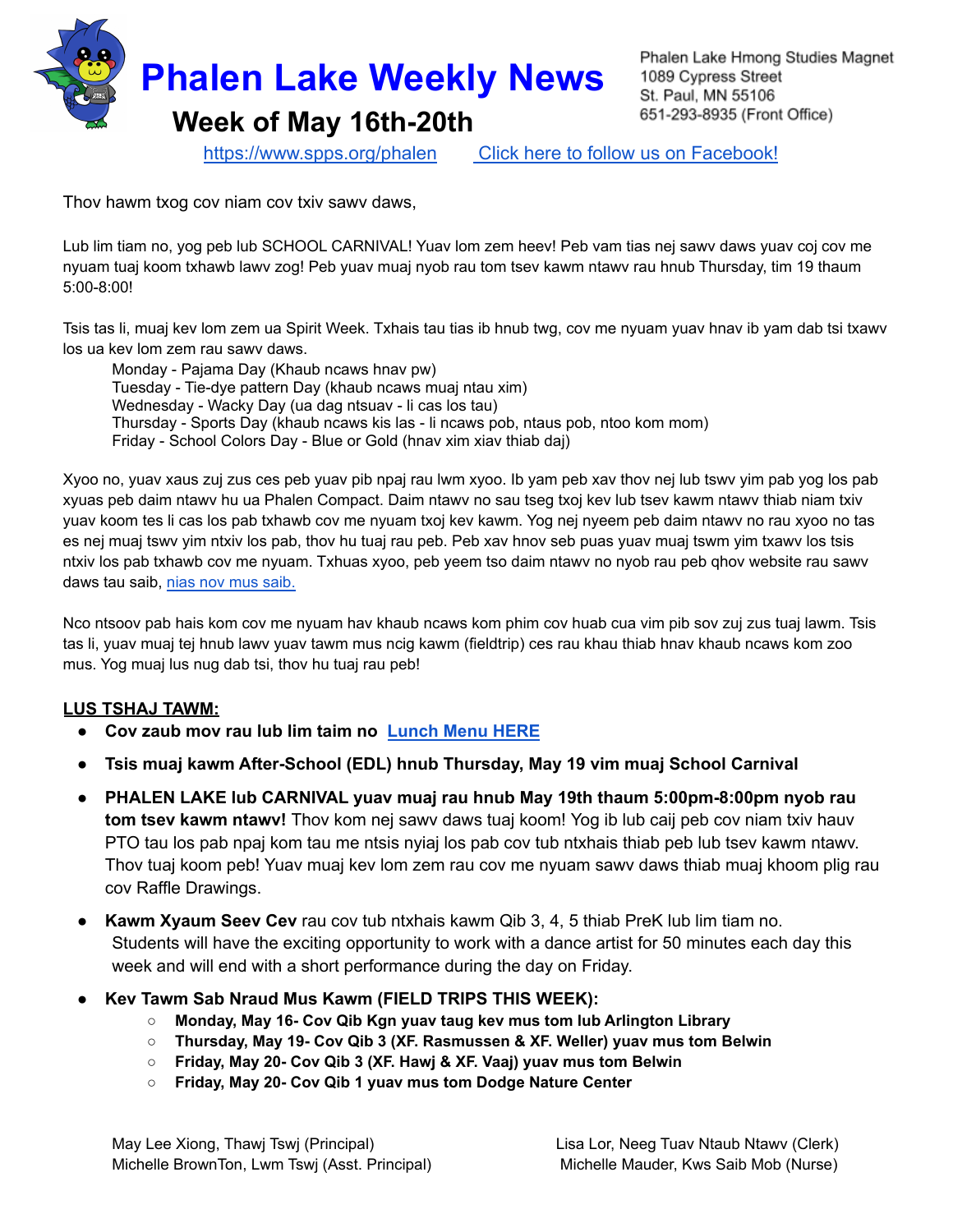# Phalen Lake Weekly News

## Week of May 16th-20th

Phalen Lake Hmong Studies Magnet
1089 Cypress Street
St. Paul, MN 55106
651-293-8935 (Front Office)

https://www.spps.org/phalen  Click here to follow us on Facebook!

Thov hawm txog cov niam cov txiv sawv daws,

Lub lim tiam no, yog peb lub SCHOOL CARNIVAL! Yuav lom zem heev! Peb vam tias nej sawv daws yuav coj cov me nyuam tuaj koom txhawb lawv zog! Peb yuav muaj nyob rau tom tsev kawm ntawv rau hnub Thursday, tim 19 thaum 5:00-8:00!

Tsis tas li, muaj kev lom zem ua Spirit Week. Txhais tau tias ib hnub twg, cov me nyuam yuav hnav ib yam dab tsi txawv los ua kev lom zem rau sawv daws.

- Monday - Pajama Day (Khaub ncaws hnav pw)
- Tuesday - Tie-dye pattern Day (khaub ncaws muaj ntau xim)
- Wednesday - Wacky Day (ua dag ntsuav - li cas los tau)
- Thursday - Sports Day (khaub ncaws kis las - li ncaws pob, ntaus pob, ntoo kom mom)
- Friday - School Colors Day - Blue or Gold (hnav xim xiav thiab daj)

Xyoo no, yuav xaus zuj zus ces peb yuav pib npaj rau lwm xyoo. Ib yam peb xav thov nej lub tswv yim pab yog los pab xyuas peb daim ntawv hu ua Phalen Compact. Daim ntawv no sau tseg txoj kev lub tsev kawm ntawv thiab niam txiv yuav koom tes li cas los pab txhawb cov me nyuam txoj kev kawm. Yog nej nyeem peb daim ntawv no rau xyoo no tas es nej muaj tswv yim ntxiv los pab, thov hu tuaj rau peb. Peb xav hnov seb puas yuav muaj tswm yim txawv los tsis ntxiv los pab txhawb cov me nyuam. Txhuas xyoo, peb yeem tso daim ntawv no nyob rau peb qhov website rau sawv daws tau saib, nias nov mus saib.

Nco ntsoov pab hais kom cov me nyuam hav khaub ncaws kom phim cov huab cua vim pib sov zuj zus tuaj lawm. Tsis tas li, yuav muaj tej hnub lawv yuav tawm mus ncig kawm (fieldtrip) ces rau khau thiab hnav khaub ncaws kom zoo mus. Yog muaj lus nug dab tsi, thov hu tuaj rau peb!

**LUS TSHAJ TAWM:**

- **Cov zaub mov rau lub lim taim no Lunch Menu HERE**
- **Tsis muaj kawm After-School (EDL) hnub Thursday, May 19 vim muaj School Carnival**
- **PHALEN LAKE lub CARNIVAL yuav muaj rau hnub May 19th thaum 5:00pm-8:00pm nyob rau tom tsev kawm ntawv!** Thov kom nej sawv daws tuaj koom! Yog ib lub caij peb cov niam txiv hauv PTO tau los pab npaj kom tau me ntsis nyiaj los pab cov tub ntxhais thiab peb lub tsev kawm ntawv. Thov tuaj koom peb! Yuav muaj kev lom zem rau cov me nyuam sawv daws thiab muaj khoom plig rau cov Raffle Drawings.
- **Kawm Xyaum Seev Cev** rau cov tub ntxhais kawm Qib 3, 4, 5 thiab PreK lub lim tiam no. Students will have the exciting opportunity to work with a dance artist for 50 minutes each day this week and will end with a short performance during the day on Friday.
- **Kev Tawm Sab Nraud Mus Kawm (FIELD TRIPS THIS WEEK):**
    - **Monday, May 16- Cov Qib Kgn yuav taug kev mus tom lub Arlington Library**
    - **Thursday, May 19- Cov Qib 3 (XF. Rasmussen & XF. Weller) yuav mus tom Belwin**
    - **Friday, May 20- Cov Qib 3 (XF. Hawj & XF. Vaaj) yuav mus tom Belwin**
    - **Friday, May 20- Cov Qib 1 yuav mus tom Dodge Nature Center**

May Lee Xiong, Thawj Tswj (Principal)
Michelle BrownTon, Lwm Tswj (Asst. Principal)

Lisa Lor, Neeg Tuav Ntaub Ntawv (Clerk)
Michelle Mauder, Kws Saib Mob (Nurse)